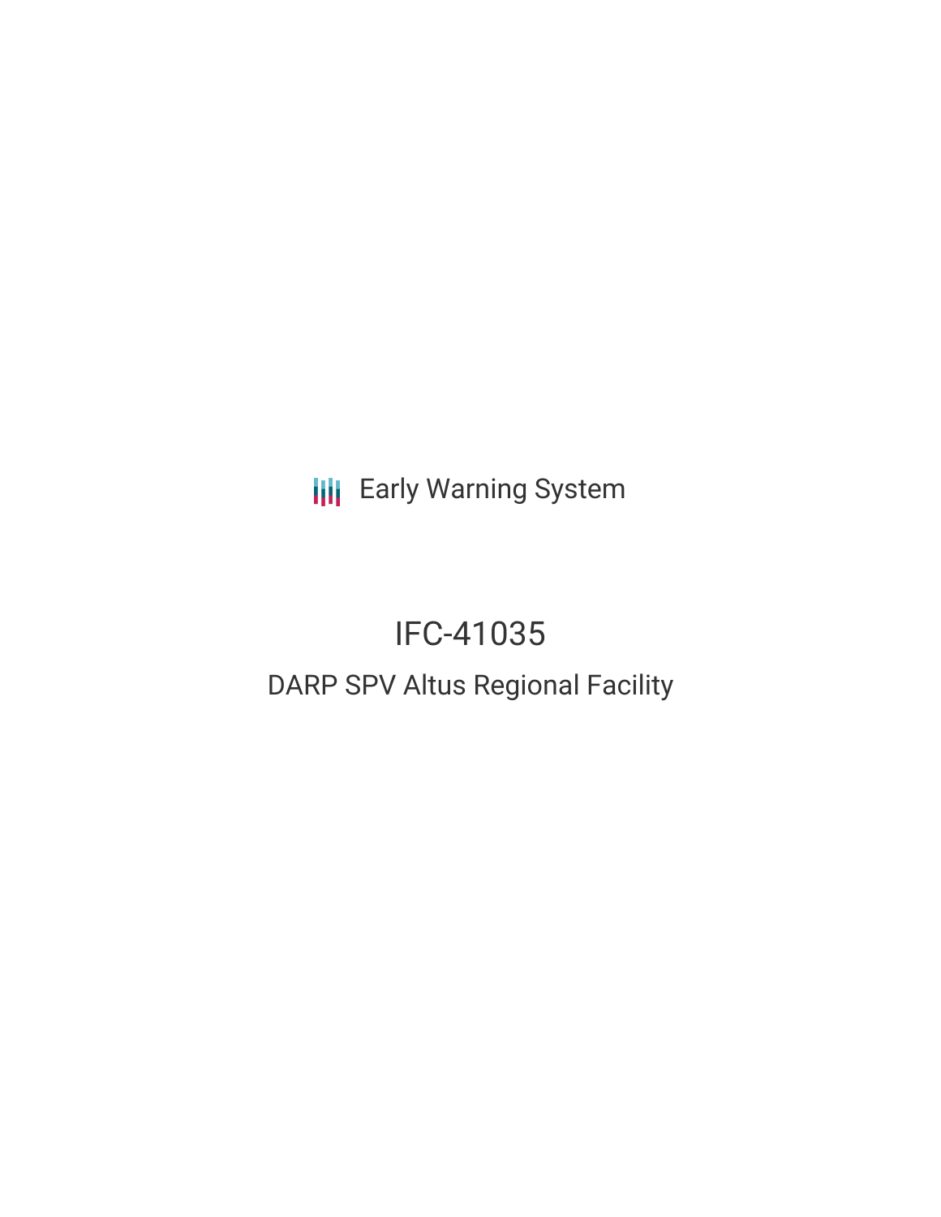Early Warning System

# IFC-41035

## DARP SPV Altus Regional Facility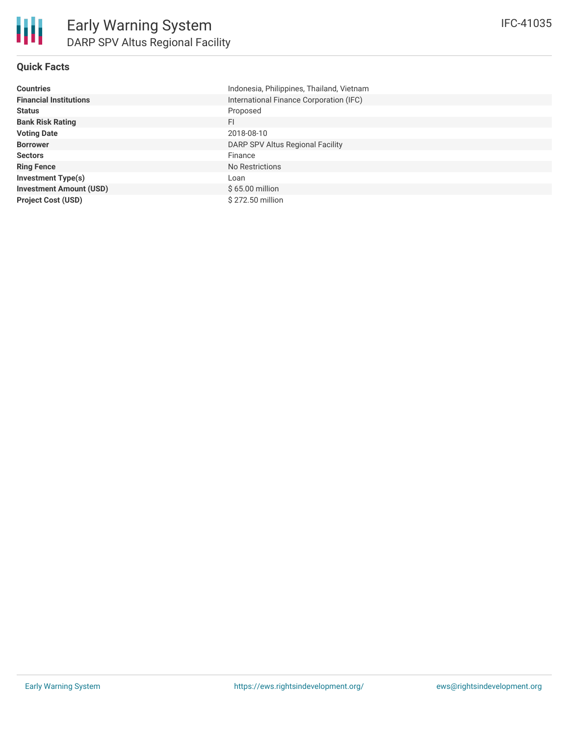# Early Warning System

## DARP SPV Altus Regional Facility

IFC-41035

### Quick Facts

| | |
|---|---|
| **Countries** | Indonesia, Philippines, Thailand, Vietnam |
| **Financial Institutions** | International Finance Corporation (IFC) |
| **Status** | Proposed |
| **Bank Risk Rating** | FI |
| **Voting Date** | 2018-08-10 |
| **Borrower** | DARP SPV Altus Regional Facility |
| **Sectors** | Finance |
| **Ring Fence** | No Restrictions |
| **Investment Type(s)** | Loan |
| **Investment Amount (USD)** | $ 65.00 million |
| **Project Cost (USD)** | $ 272.50 million |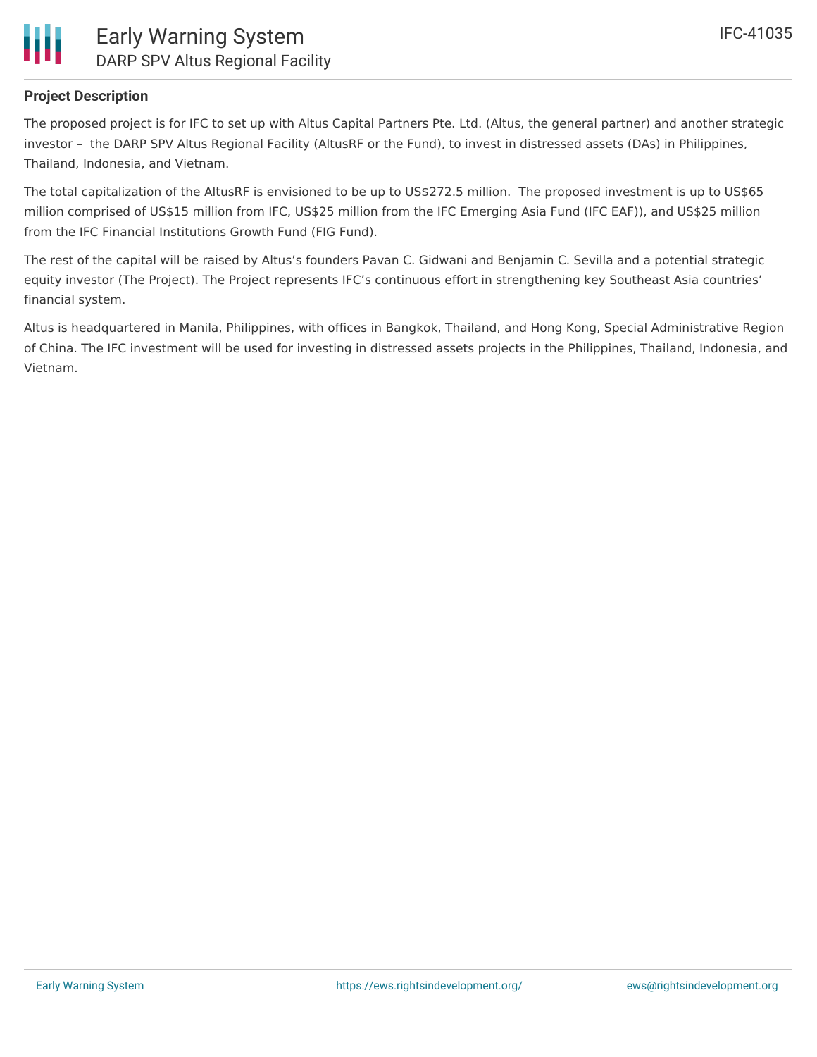**Project Description**

The proposed project is for IFC to set up with Altus Capital Partners Pte. Ltd. (Altus, the general partner) and another strategic investor – the DARP SPV Altus Regional Facility (AltusRF or the Fund), to invest in distressed assets (DAs) in Philippines, Thailand, Indonesia, and Vietnam.

The total capitalization of the AltusRF is envisioned to be up to US$272.5 million. The proposed investment is up to US$65 million comprised of US$15 million from IFC, US$25 million from the IFC Emerging Asia Fund (IFC EAF)), and US$25 million from the IFC Financial Institutions Growth Fund (FIG Fund).

The rest of the capital will be raised by Altus's founders Pavan C. Gidwani and Benjamin C. Sevilla and a potential strategic equity investor (The Project). The Project represents IFC's continuous effort in strengthening key Southeast Asia countries' financial system.

Altus is headquartered in Manila, Philippines, with offices in Bangkok, Thailand, and Hong Kong, Special Administrative Region of China. The IFC investment will be used for investing in distressed assets projects in the Philippines, Thailand, Indonesia, and Vietnam.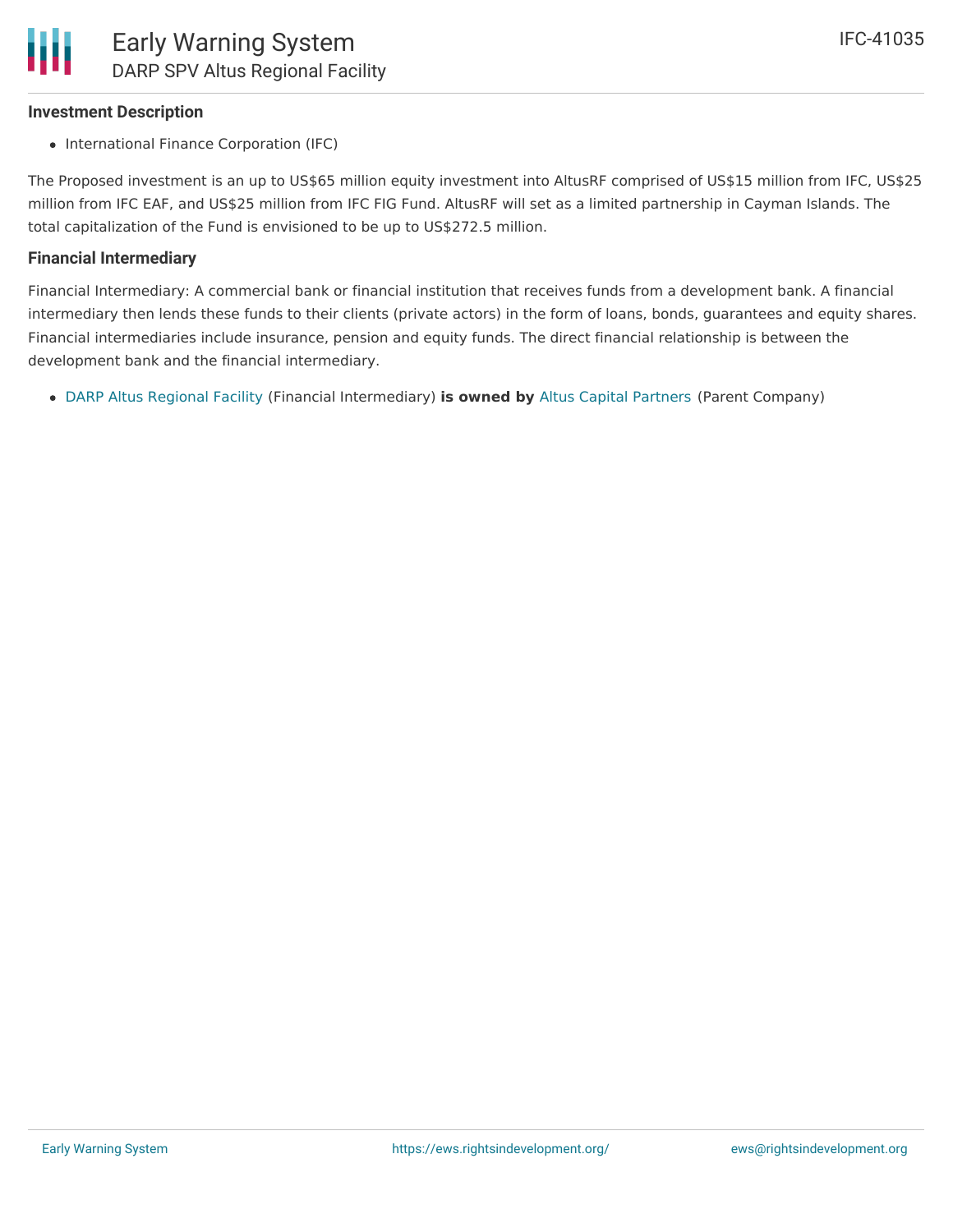### Investment Description

- International Finance Corporation (IFC)

The Proposed investment is an up to US$65 million equity investment into AltusRF comprised of US$15 million from IFC, US$25 million from IFC EAF, and US$25 million from IFC FIG Fund. AltusRF will set as a limited partnership in Cayman Islands. The total capitalization of the Fund is envisioned to be up to US$272.5 million.

### Financial Intermediary

Financial Intermediary: A commercial bank or financial institution that receives funds from a development bank. A financial intermediary then lends these funds to their clients (private actors) in the form of loans, bonds, guarantees and equity shares. Financial intermediaries include insurance, pension and equity funds. The direct financial relationship is between the development bank and the financial intermediary.

- DARP Altus Regional Facility (Financial Intermediary) **is owned by** Altus Capital Partners (Parent Company)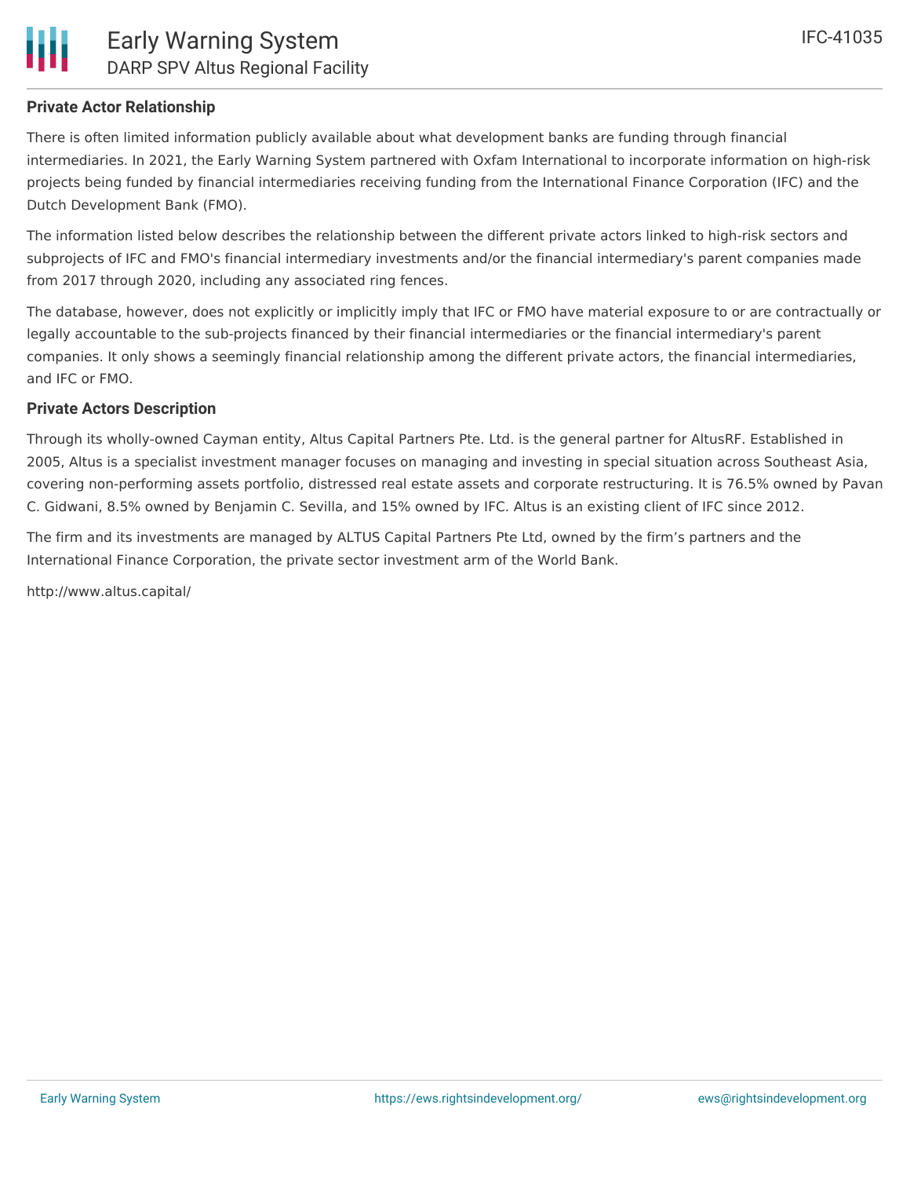## Private Actor Relationship

There is often limited information publicly available about what development banks are funding through financial intermediaries. In 2021, the Early Warning System partnered with Oxfam International to incorporate information on high-risk projects being funded by financial intermediaries receiving funding from the International Finance Corporation (IFC) and the Dutch Development Bank (FMO).

The information listed below describes the relationship between the different private actors linked to high-risk sectors and subprojects of IFC and FMO's financial intermediary investments and/or the financial intermediary's parent companies made from 2017 through 2020, including any associated ring fences.

The database, however, does not explicitly or implicitly imply that IFC or FMO have material exposure to or are contractually or legally accountable to the sub-projects financed by their financial intermediaries or the financial intermediary's parent companies. It only shows a seemingly financial relationship among the different private actors, the financial intermediaries, and IFC or FMO.

## Private Actors Description

Through its wholly-owned Cayman entity, Altus Capital Partners Pte. Ltd. is the general partner for AltusRF. Established in 2005, Altus is a specialist investment manager focuses on managing and investing in special situation across Southeast Asia, covering non-performing assets portfolio, distressed real estate assets and corporate restructuring. It is 76.5% owned by Pavan C. Gidwani, 8.5% owned by Benjamin C. Sevilla, and 15% owned by IFC. Altus is an existing client of IFC since 2012.

The firm and its investments are managed by ALTUS Capital Partners Pte Ltd, owned by the firm's partners and the International Finance Corporation, the private sector investment arm of the World Bank.

http://www.altus.capital/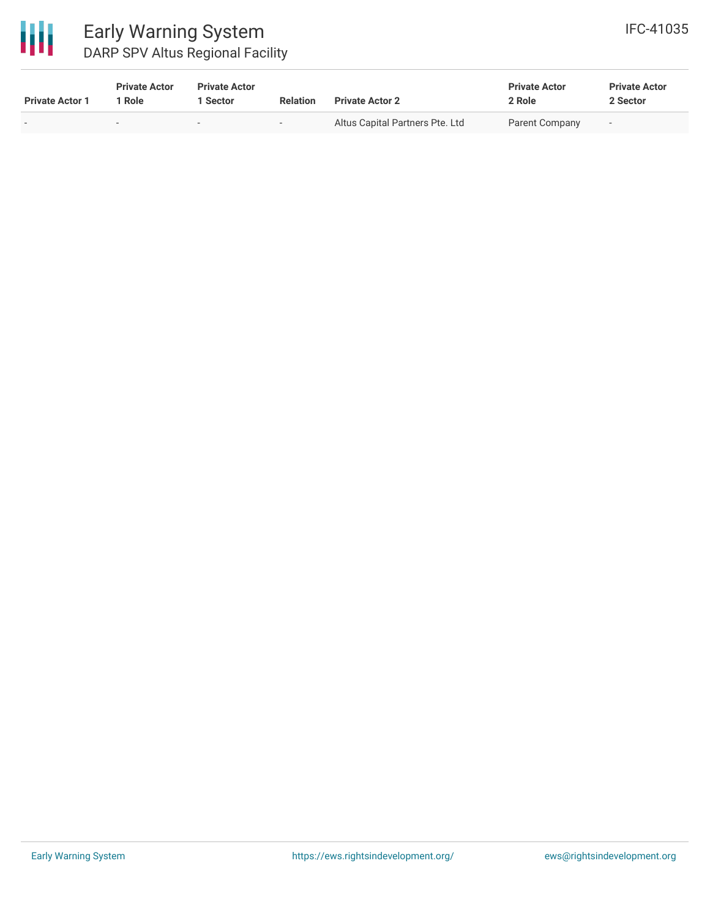| Private Actor 1 | Private Actor 1 Role | Private Actor 1 Sector | Relation | Private Actor 2 | Private Actor 2 Role | Private Actor 2 Sector |
|---|---|---|---|---|---|---|
| - | - | - | - | Altus Capital Partners Pte. Ltd | Parent Company | - |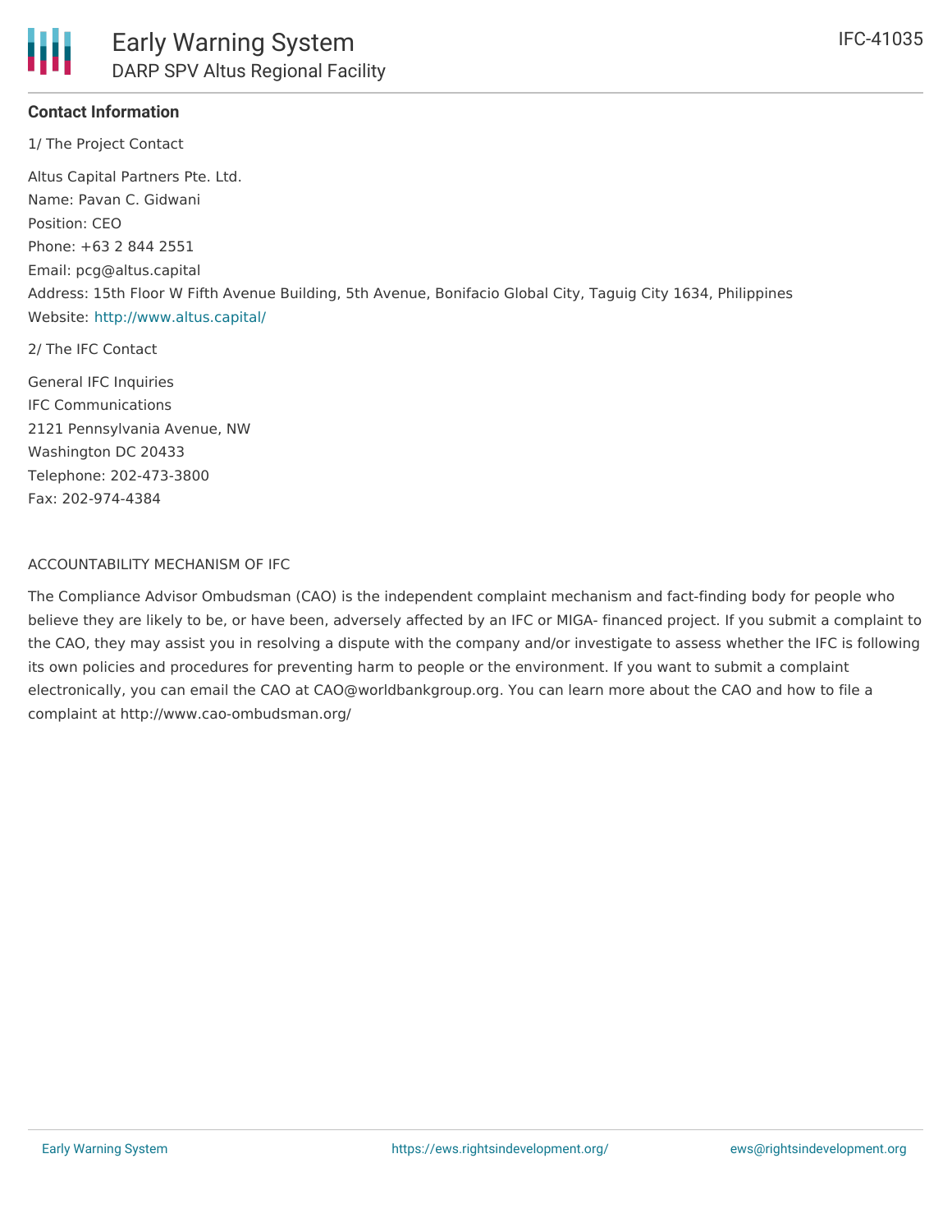## Contact Information

1/ The Project Contact

Altus Capital Partners Pte. Ltd.
Name: Pavan C. Gidwani
Position: CEO
Phone: +63 2 844 2551
Email: pcg@altus.capital
Address: 15th Floor W Fifth Avenue Building, 5th Avenue, Bonifacio Global City, Taguig City 1634, Philippines
Website: http://www.altus.capital/

2/ The IFC Contact

General IFC Inquiries
IFC Communications
2121 Pennsylvania Avenue, NW
Washington DC 20433
Telephone: 202-473-3800
Fax: 202-974-4384

ACCOUNTABILITY MECHANISM OF IFC

The Compliance Advisor Ombudsman (CAO) is the independent complaint mechanism and fact-finding body for people who believe they are likely to be, or have been, adversely affected by an IFC or MIGA- financed project. If you submit a complaint to the CAO, they may assist you in resolving a dispute with the company and/or investigate to assess whether the IFC is following its own policies and procedures for preventing harm to people or the environment. If you want to submit a complaint electronically, you can email the CAO at CAO@worldbankgroup.org. You can learn more about the CAO and how to file a complaint at http://www.cao-ombudsman.org/